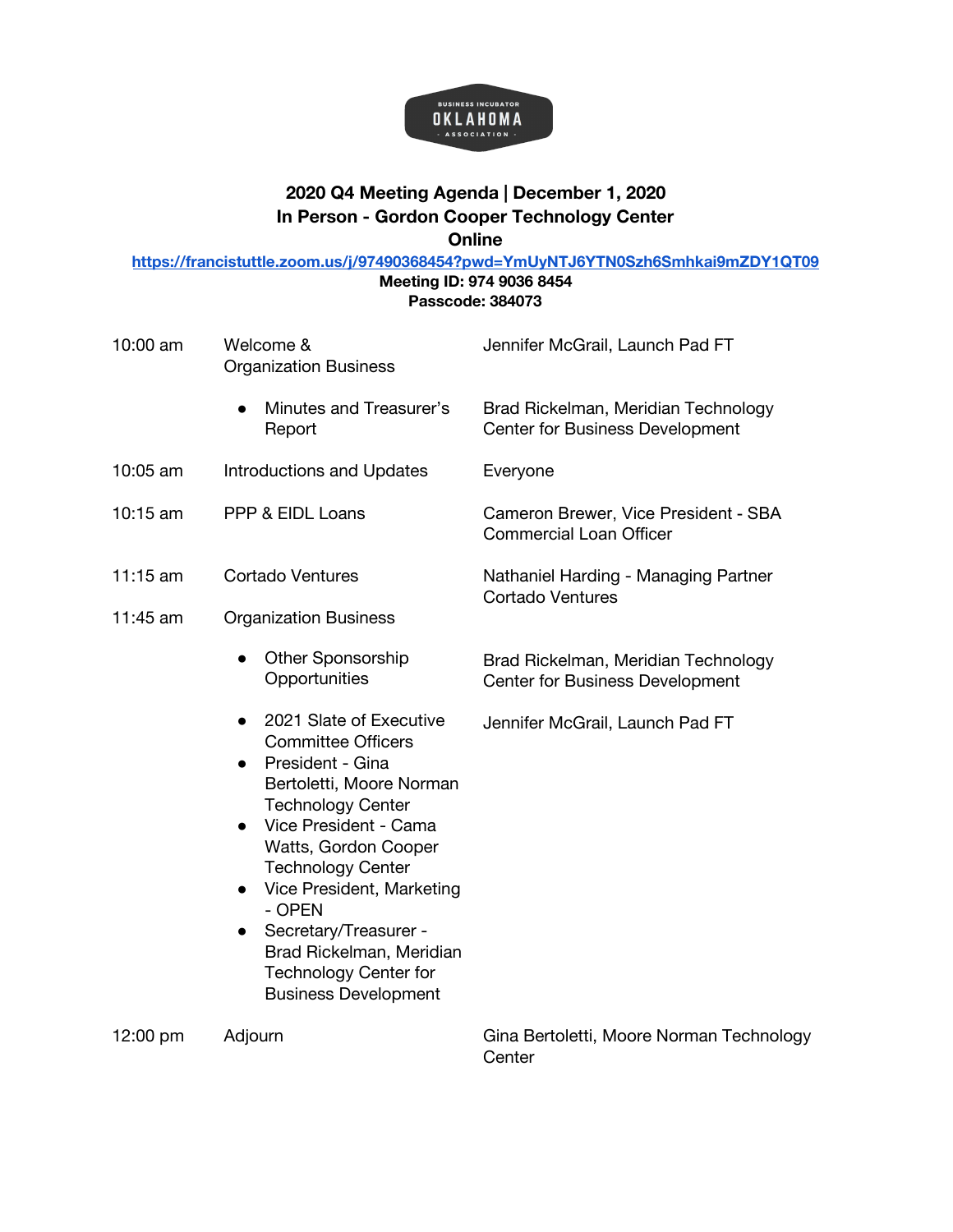BUSINESS INCUBATOR
OKLAHOMA
ASSOCIATION

## 2020 Q4 Meeting Agenda | December 1, 2020
## In Person - Gordon Cooper Technology Center
## Online

https://francistuttle.zoom.us/j/97490368454?pwd=YmUyNTJ6YTN0Szh6Smhkai9mZDY1QT09

**Meeting ID: 974 9036 8454**

**Passcode: 384073**

| Time | Agenda Item | Presenter |
|---|---|---|
| 10:00 am | Welcome & Organization Business | Jennifer McGrail, Launch Pad FT |
| | • Minutes and Treasurer's Report | Brad Rickelman, Meridian Technology Center for Business Development |
| 10:05 am | Introductions and Updates | Everyone |
| 10:15 am | PPP & EIDL Loans | Cameron Brewer, Vice President - SBA Commercial Loan Officer |
| 11:15 am | Cortado Ventures | Nathaniel Harding - Managing Partner Cortado Ventures |
| 11:45 am | Organization Business | |
| | • Other Sponsorship Opportunities | Brad Rickelman, Meridian Technology Center for Business Development |
| | • 2021 Slate of Executive Committee Officers<br>• President - Gina Bertoletti, Moore Norman Technology Center<br>• Vice President - Cama Watts, Gordon Cooper Technology Center<br>• Vice President, Marketing - OPEN<br>• Secretary/Treasurer - Brad Rickelman, Meridian Technology Center for Business Development | Jennifer McGrail, Launch Pad FT |
| 12:00 pm | Adjourn | Gina Bertoletti, Moore Norman Technology Center |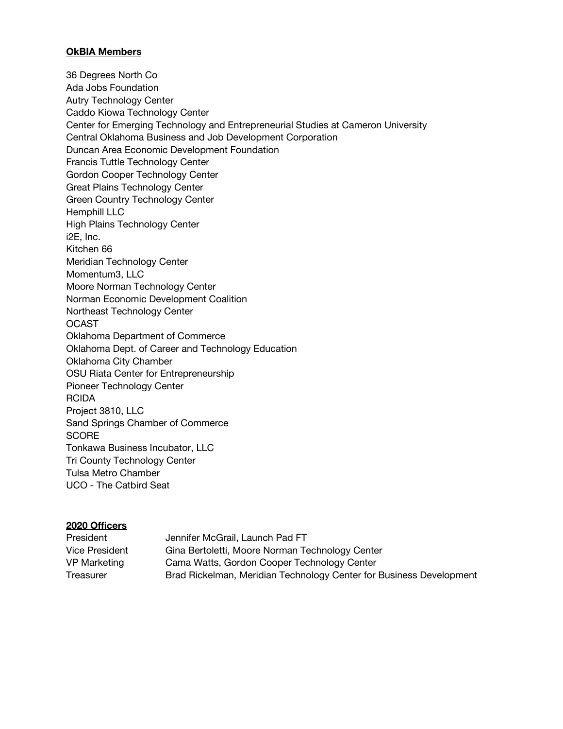**OkBIA Members**

36 Degrees North Co
Ada Jobs Foundation
Autry Technology Center
Caddo Kiowa Technology Center
Center for Emerging Technology and Entrepreneurial Studies at Cameron University
Central Oklahoma Business and Job Development Corporation
Duncan Area Economic Development Foundation
Francis Tuttle Technology Center
Gordon Cooper Technology Center
Great Plains Technology Center
Green Country Technology Center
Hemphill LLC
High Plains Technology Center
i2E, Inc.
Kitchen 66
Meridian Technology Center
Momentum3, LLC
Moore Norman Technology Center
Norman Economic Development Coalition
Northeast Technology Center
OCAST
Oklahoma Department of Commerce
Oklahoma Dept. of Career and Technology Education
Oklahoma City Chamber
OSU Riata Center for Entrepreneurship
Pioneer Technology Center
RCIDA
Project 3810, LLC
Sand Springs Chamber of Commerce
SCORE
Tonkawa Business Incubator, LLC
Tri County Technology Center
Tulsa Metro Chamber
UCO - The Catbird Seat

**2020 Officers**

| | |
|---|---|
| President | Jennifer McGrail, Launch Pad FT |
| Vice President | Gina Bertoletti, Moore Norman Technology Center |
| VP Marketing | Cama Watts, Gordon Cooper Technology Center |
| Treasurer | Brad Rickelman, Meridian Technology Center for Business Development |